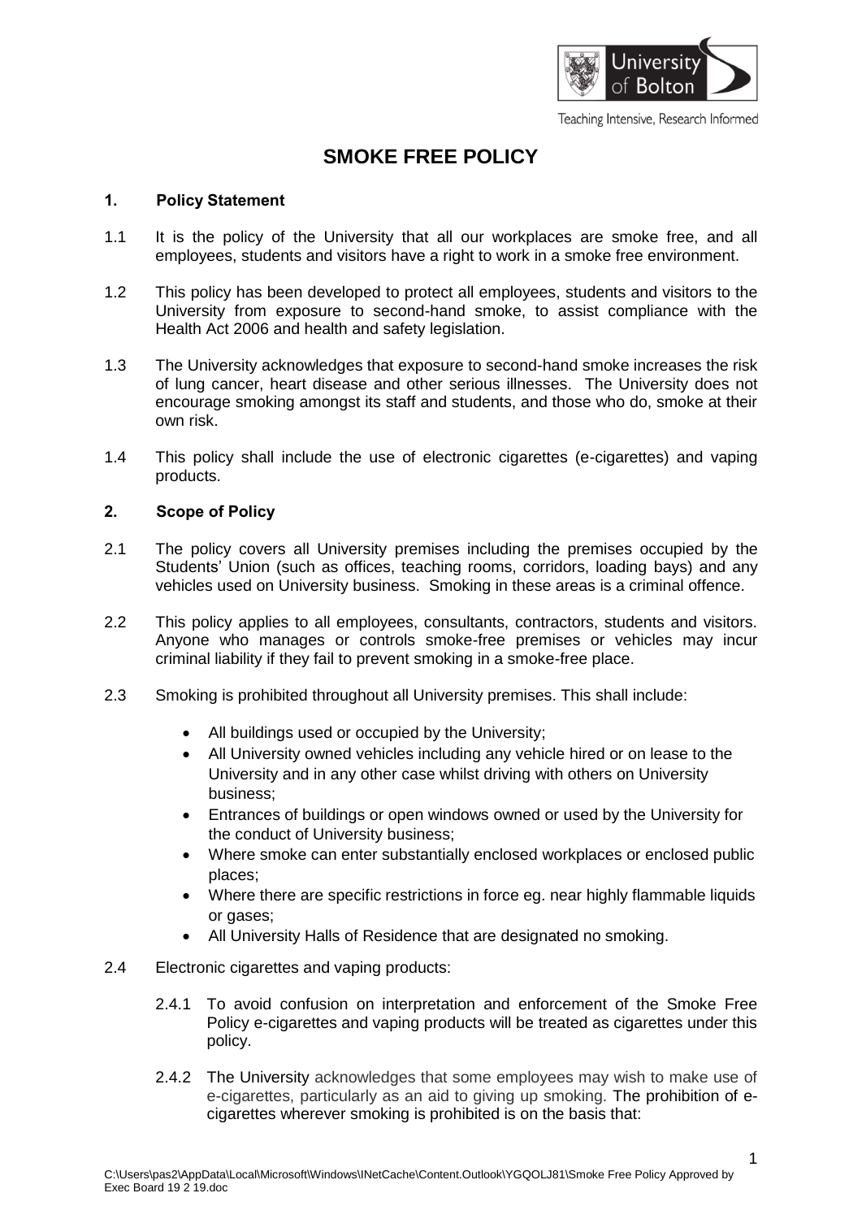# SMOKE FREE POLICY

## 1. Policy Statement

1.1 It is the policy of the University that all our workplaces are smoke free, and all employees, students and visitors have a right to work in a smoke free environment.

1.2 This policy has been developed to protect all employees, students and visitors to the University from exposure to second-hand smoke, to assist compliance with the Health Act 2006 and health and safety legislation.

1.3 The University acknowledges that exposure to second-hand smoke increases the risk of lung cancer, heart disease and other serious illnesses. The University does not encourage smoking amongst its staff and students, and those who do, smoke at their own risk.

1.4 This policy shall include the use of electronic cigarettes (e-cigarettes) and vaping products.

## 2. Scope of Policy

2.1 The policy covers all University premises including the premises occupied by the Students' Union (such as offices, teaching rooms, corridors, loading bays) and any vehicles used on University business. Smoking in these areas is a criminal offence.

2.2 This policy applies to all employees, consultants, contractors, students and visitors. Anyone who manages or controls smoke-free premises or vehicles may incur criminal liability if they fail to prevent smoking in a smoke-free place.

2.3 Smoking is prohibited throughout all University premises. This shall include:

- All buildings used or occupied by the University;
- All University owned vehicles including any vehicle hired or on lease to the University and in any other case whilst driving with others on University business;
- Entrances of buildings or open windows owned or used by the University for the conduct of University business;
- Where smoke can enter substantially enclosed workplaces or enclosed public places;
- Where there are specific restrictions in force eg. near highly flammable liquids or gases;
- All University Halls of Residence that are designated no smoking.

2.4 Electronic cigarettes and vaping products:

2.4.1 To avoid confusion on interpretation and enforcement of the Smoke Free Policy e-cigarettes and vaping products will be treated as cigarettes under this policy.

2.4.2 The University acknowledges that some employees may wish to make use of e-cigarettes, particularly as an aid to giving up smoking. The prohibition of e-cigarettes wherever smoking is prohibited is on the basis that: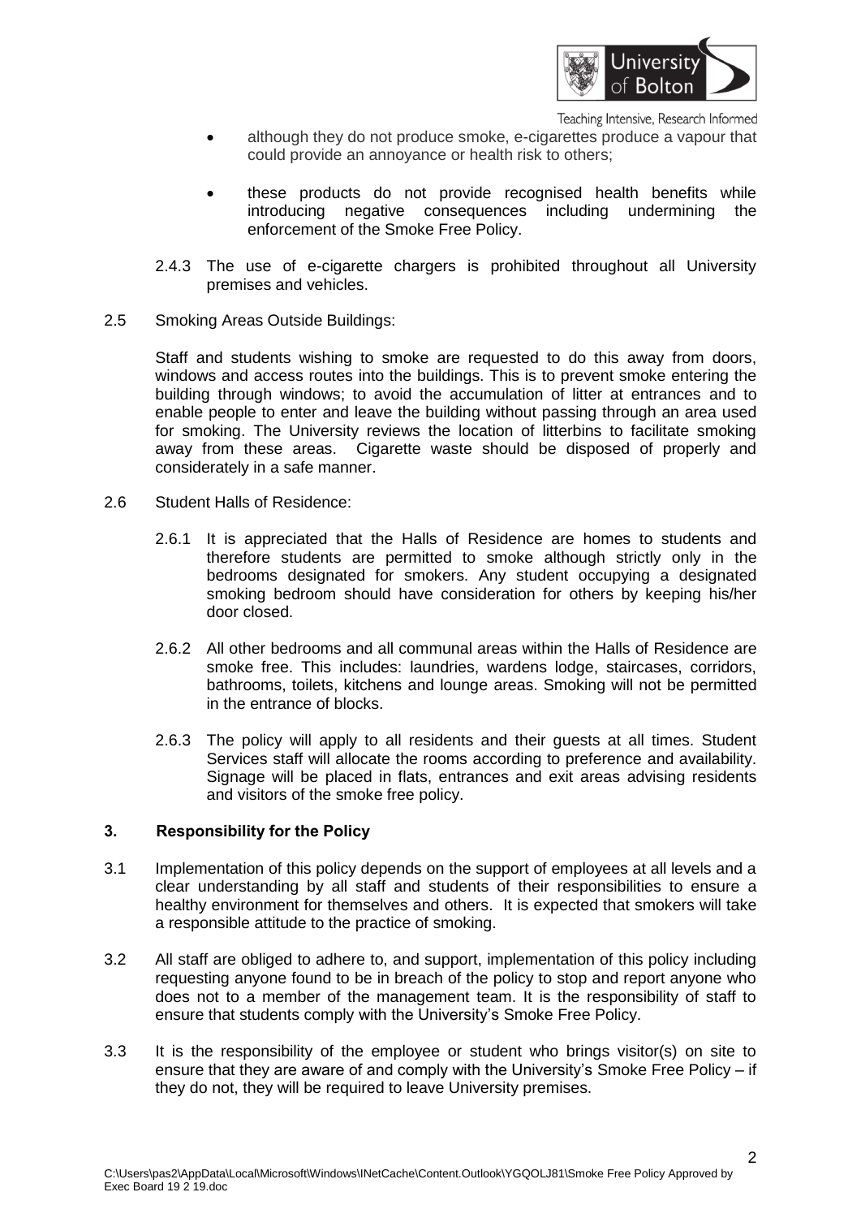- although they do not produce smoke, e-cigarettes produce a vapour that could provide an annoyance or health risk to others;

- these products do not provide recognised health benefits while introducing negative consequences including undermining the enforcement of the Smoke Free Policy.

2.4.3 The use of e-cigarette chargers is prohibited throughout all University premises and vehicles.

2.5 Smoking Areas Outside Buildings:

Staff and students wishing to smoke are requested to do this away from doors, windows and access routes into the buildings. This is to prevent smoke entering the building through windows; to avoid the accumulation of litter at entrances and to enable people to enter and leave the building without passing through an area used for smoking. The University reviews the location of litterbins to facilitate smoking away from these areas. Cigarette waste should be disposed of properly and considerately in a safe manner.

2.6 Student Halls of Residence:

2.6.1 It is appreciated that the Halls of Residence are homes to students and therefore students are permitted to smoke although strictly only in the bedrooms designated for smokers. Any student occupying a designated smoking bedroom should have consideration for others by keeping his/her door closed.

2.6.2 All other bedrooms and all communal areas within the Halls of Residence are smoke free. This includes: laundries, wardens lodge, staircases, corridors, bathrooms, toilets, kitchens and lounge areas. Smoking will not be permitted in the entrance of blocks.

2.6.3 The policy will apply to all residents and their guests at all times. Student Services staff will allocate the rooms according to preference and availability. Signage will be placed in flats, entrances and exit areas advising residents and visitors of the smoke free policy.

## 3. Responsibility for the Policy

3.1 Implementation of this policy depends on the support of employees at all levels and a clear understanding by all staff and students of their responsibilities to ensure a healthy environment for themselves and others. It is expected that smokers will take a responsible attitude to the practice of smoking.

3.2 All staff are obliged to adhere to, and support, implementation of this policy including requesting anyone found to be in breach of the policy to stop and report anyone who does not to a member of the management team. It is the responsibility of staff to ensure that students comply with the University's Smoke Free Policy.

3.3 It is the responsibility of the employee or student who brings visitor(s) on site to ensure that they are aware of and comply with the University's Smoke Free Policy – if they do not, they will be required to leave University premises.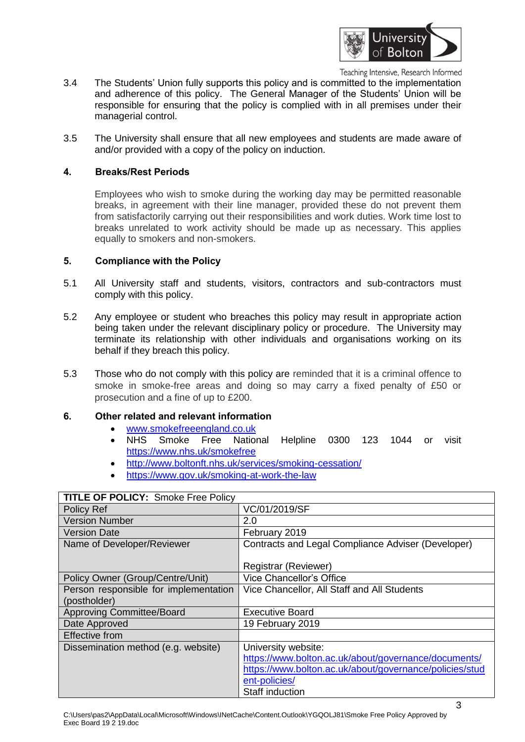3.4 The Students' Union fully supports this policy and is committed to the implementation and adherence of this policy. The General Manager of the Students' Union will be responsible for ensuring that the policy is complied with in all premises under their managerial control.

3.5 The University shall ensure that all new employees and students are made aware of and/or provided with a copy of the policy on induction.

## 4. Breaks/Rest Periods

Employees who wish to smoke during the working day may be permitted reasonable breaks, in agreement with their line manager, provided these do not prevent them from satisfactorily carrying out their responsibilities and work duties. Work time lost to breaks unrelated to work activity should be made up as necessary. This applies equally to smokers and non-smokers.

## 5. Compliance with the Policy

5.1 All University staff and students, visitors, contractors and sub-contractors must comply with this policy.

5.2 Any employee or student who breaches this policy may result in appropriate action being taken under the relevant disciplinary policy or procedure. The University may terminate its relationship with other individuals and organisations working on its behalf if they breach this policy.

5.3 Those who do not comply with this policy are reminded that it is a criminal offence to smoke in smoke-free areas and doing so may carry a fixed penalty of £50 or prosecution and a fine of up to £200.

## 6. Other related and relevant information

- www.smokefreeengland.co.uk
- NHS Smoke Free National Helpline 0300 123 1044 or visit https://www.nhs.uk/smokefree
- http://www.boltonft.nhs.uk/services/smoking-cessation/
- https://www.gov.uk/smoking-at-work-the-law

| **TITLE OF POLICY:** Smoke Free Policy | |
|---|---|
| Policy Ref | VC/01/2019/SF |
| Version Number | 2.0 |
| Version Date | February 2019 |
| Name of Developer/Reviewer | Contracts and Legal Compliance Adviser (Developer)<br><br>Registrar (Reviewer) |
| Policy Owner (Group/Centre/Unit) | Vice Chancellor's Office |
| Person responsible for implementation (postholder) | Vice Chancellor, All Staff and All Students |
| Approving Committee/Board | Executive Board |
| Date Approved | 19 February 2019 |
| Effective from | |
| Dissemination method (e.g. website) | University website:<br>https://www.bolton.ac.uk/about/governance/documents/<br>https://www.bolton.ac.uk/about/governance/policies/student-policies/<br>Staff induction |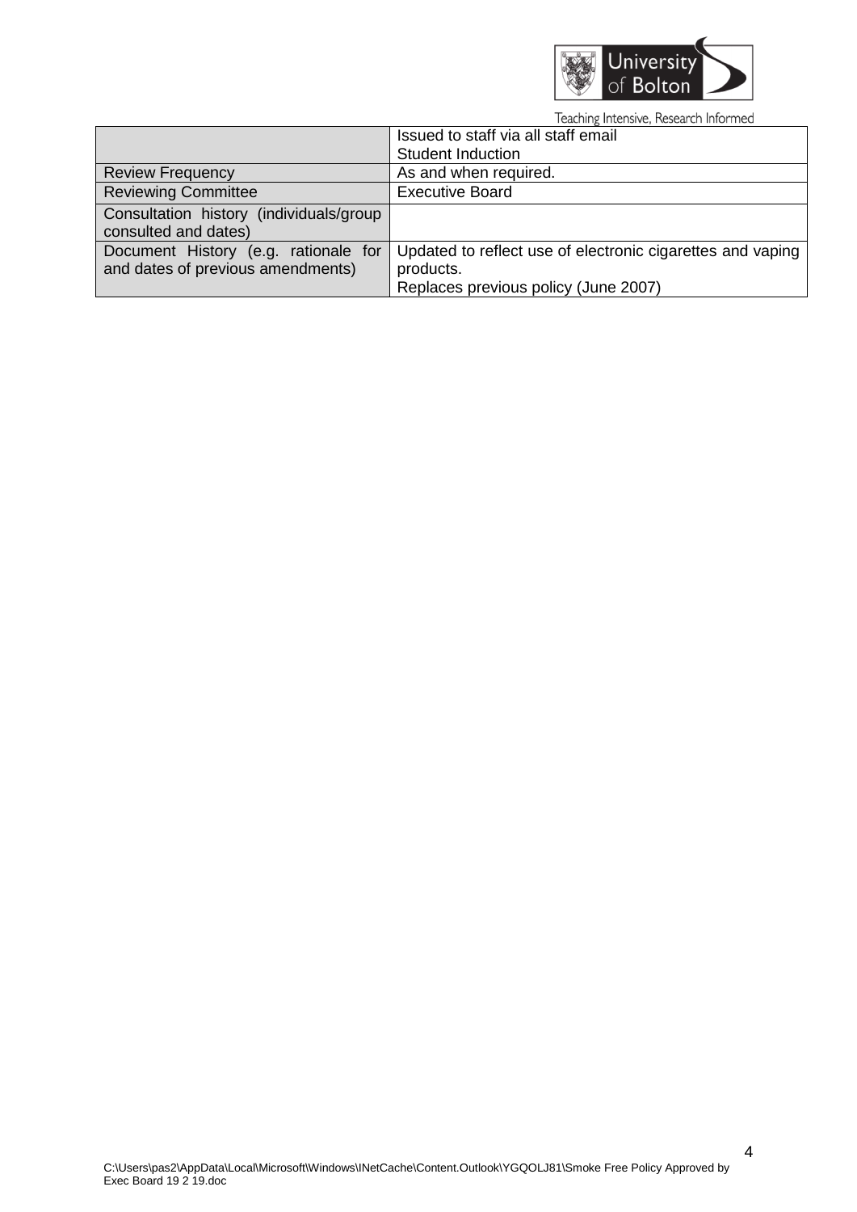| | |
|---|---|
| | Issued to staff via all staff email<br>Student Induction |
| Review Frequency | As and when required. |
| Reviewing Committee | Executive Board |
| Consultation history (individuals/group consulted and dates) | |
| Document History (e.g. rationale for and dates of previous amendments) | Updated to reflect use of electronic cigarettes and vaping products.<br>Replaces previous policy (June 2007) |